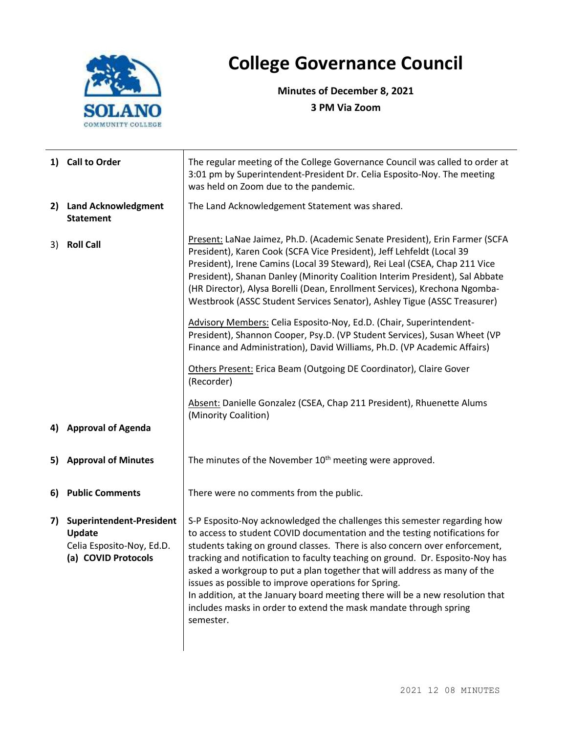# College Governance Council

**Minutes of December 8, 2021**

**3 PM Via Zoom**

| | |
|---|---|
| **1) Call to Order** | The regular meeting of the College Governance Council was called to order at 3:01 pm by Superintendent-President Dr. Celia Esposito-Noy. The meeting was held on Zoom due to the pandemic. |
| **2) Land Acknowledgment Statement** | The Land Acknowledgement Statement was shared. |
| **3) Roll Call** | Present: LaNae Jaimez, Ph.D. (Academic Senate President), Erin Farmer (SCFA President), Karen Cook (SCFA Vice President), Jeff Lehfeldt (Local 39 President), Irene Camins (Local 39 Steward), Rei Leal (CSEA, Chap 211 Vice President), Shanan Danley (Minority Coalition Interim President), Sal Abbate (HR Director), Alysa Borelli (Dean, Enrollment Services), Krechona Ngomba-Westbrook (ASSC Student Services Senator), Ashley Tigue (ASSC Treasurer)<br><br>Advisory Members: Celia Esposito-Noy, Ed.D. (Chair, Superintendent-President), Shannon Cooper, Psy.D. (VP Student Services), Susan Wheet (VP Finance and Administration), David Williams, Ph.D. (VP Academic Affairs)<br><br>Others Present: Erica Beam (Outgoing DE Coordinator), Claire Gover (Recorder)<br><br>Absent: Danielle Gonzalez (CSEA, Chap 211 President), Rhuenette Alums (Minority Coalition) |
| **4) Approval of Agenda** | |
| **5) Approval of Minutes** | The minutes of the November 10th meeting were approved. |
| **6) Public Comments** | There were no comments from the public. |
| **7) Superintendent-President Update**<br>Celia Esposito-Noy, Ed.D.<br>**(a) COVID Protocols** | S-P Esposito-Noy acknowledged the challenges this semester regarding how to access to student COVID documentation and the testing notifications for students taking on ground classes. There is also concern over enforcement, tracking and notification to faculty teaching on ground. Dr. Esposito-Noy has asked a workgroup to put a plan together that will address as many of the issues as possible to improve operations for Spring.<br>In addition, at the January board meeting there will be a new resolution that includes masks in order to extend the mask mandate through spring semester. |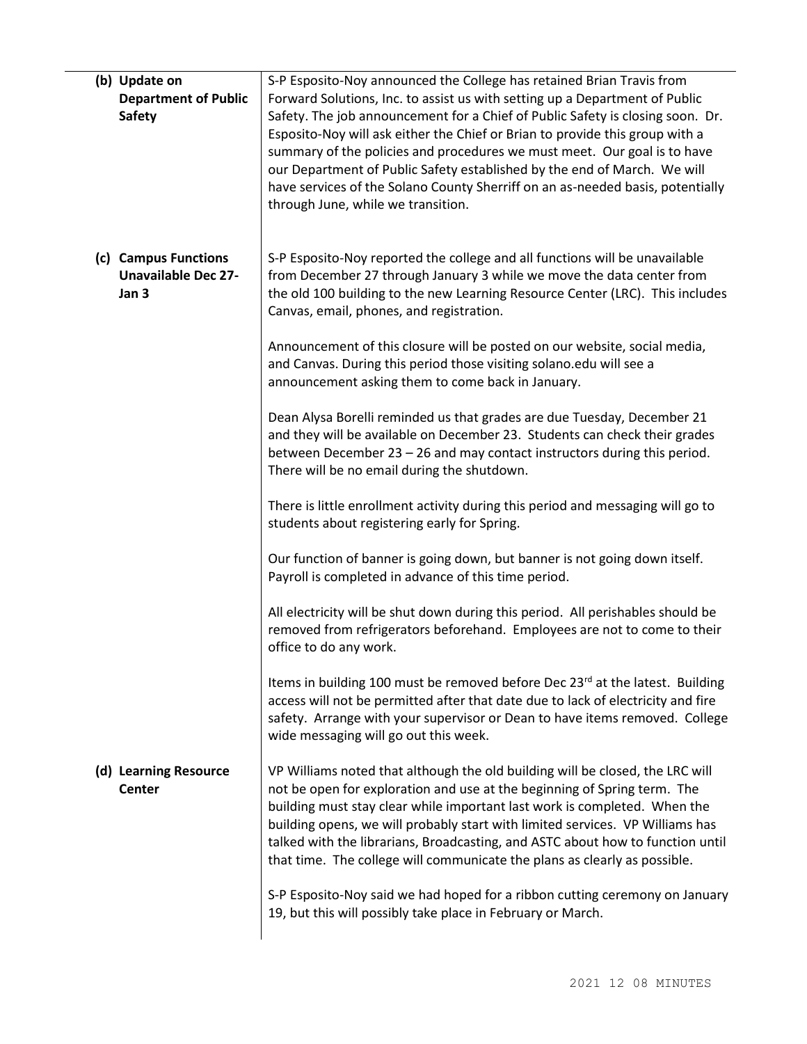| | |
|---|---|
| **(b) Update on Department of Public Safety** | S-P Esposito-Noy announced the College has retained Brian Travis from Forward Solutions, Inc. to assist us with setting up a Department of Public Safety. The job announcement for a Chief of Public Safety is closing soon. Dr. Esposito-Noy will ask either the Chief or Brian to provide this group with a summary of the policies and procedures we must meet. Our goal is to have our Department of Public Safety established by the end of March. We will have services of the Solano County Sherriff on an as-needed basis, potentially through June, while we transition. |
| **(c) Campus Functions Unavailable Dec 27-Jan 3** | S-P Esposito-Noy reported the college and all functions will be unavailable from December 27 through January 3 while we move the data center from the old 100 building to the new Learning Resource Center (LRC). This includes Canvas, email, phones, and registration.<br><br>Announcement of this closure will be posted on our website, social media, and Canvas. During this period those visiting solano.edu will see a announcement asking them to come back in January.<br><br>Dean Alysa Borelli reminded us that grades are due Tuesday, December 21 and they will be available on December 23. Students can check their grades between December 23 – 26 and may contact instructors during this period. There will be no email during the shutdown.<br><br>There is little enrollment activity during this period and messaging will go to students about registering early for Spring.<br><br>Our function of banner is going down, but banner is not going down itself. Payroll is completed in advance of this time period.<br><br>All electricity will be shut down during this period. All perishables should be removed from refrigerators beforehand. Employees are not to come to their office to do any work.<br><br>Items in building 100 must be removed before Dec 23rd at the latest. Building access will not be permitted after that date due to lack of electricity and fire safety. Arrange with your supervisor or Dean to have items removed. College wide messaging will go out this week. |
| **(d) Learning Resource Center** | VP Williams noted that although the old building will be closed, the LRC will not be open for exploration and use at the beginning of Spring term. The building must stay clear while important last work is completed. When the building opens, we will probably start with limited services. VP Williams has talked with the librarians, Broadcasting, and ASTC about how to function until that time. The college will communicate the plans as clearly as possible.<br><br>S-P Esposito-Noy said we had hoped for a ribbon cutting ceremony on January 19, but this will possibly take place in February or March. |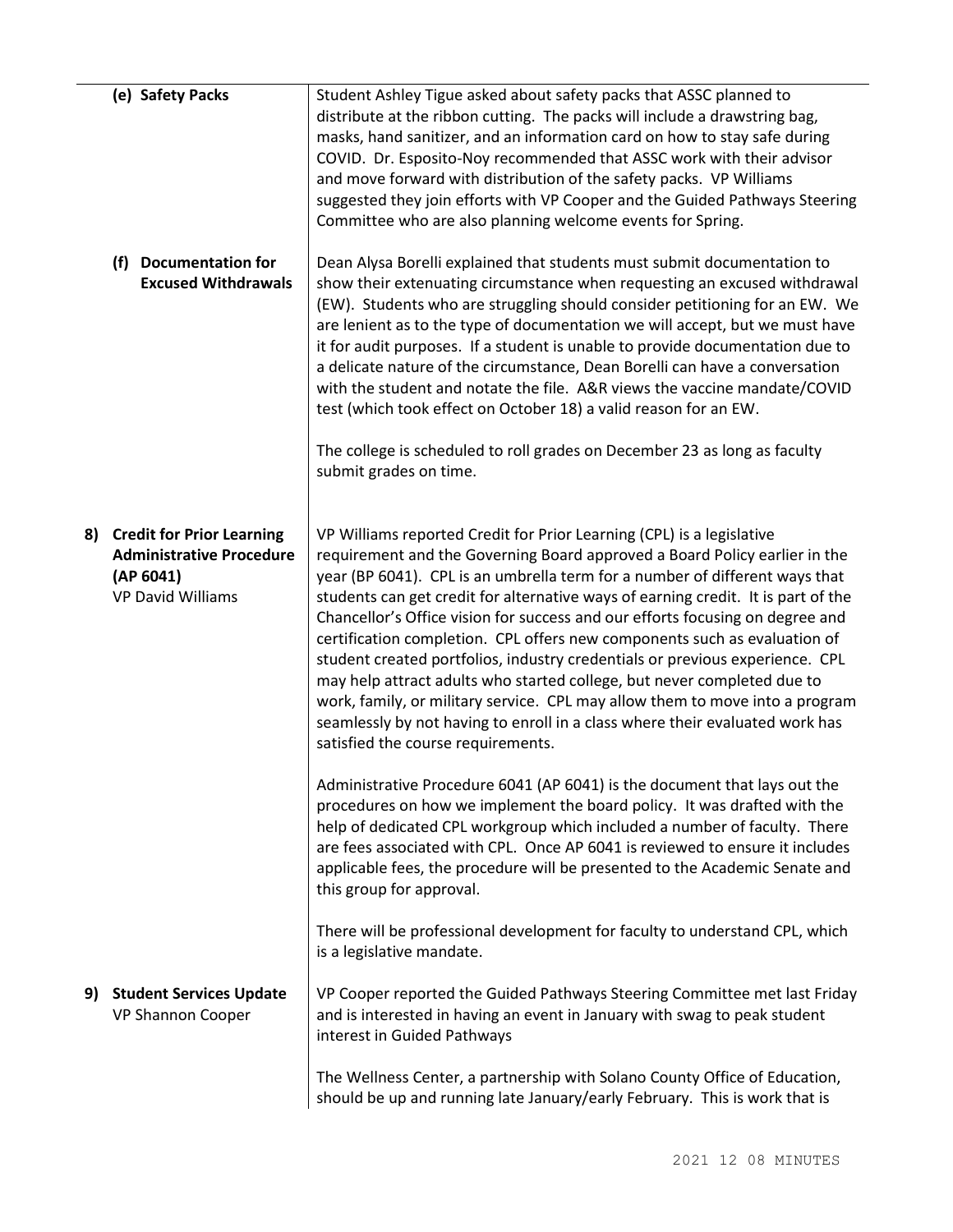| | |
|---|---|
| **(e) Safety Packs** | Student Ashley Tigue asked about safety packs that ASSC planned to distribute at the ribbon cutting. The packs will include a drawstring bag, masks, hand sanitizer, and an information card on how to stay safe during COVID. Dr. Esposito-Noy recommended that ASSC work with their advisor and move forward with distribution of the safety packs. VP Williams suggested they join efforts with VP Cooper and the Guided Pathways Steering Committee who are also planning welcome events for Spring. |
| **(f) Documentation for Excused Withdrawals** | Dean Alysa Borelli explained that students must submit documentation to show their extenuating circumstance when requesting an excused withdrawal (EW). Students who are struggling should consider petitioning for an EW. We are lenient as to the type of documentation we will accept, but we must have it for audit purposes. If a student is unable to provide documentation due to a delicate nature of the circumstance, Dean Borelli can have a conversation with the student and notate the file. A&R views the vaccine mandate/COVID test (which took effect on October 18) a valid reason for an EW.<br><br>The college is scheduled to roll grades on December 23 as long as faculty submit grades on time. |
| **8) Credit for Prior Learning Administrative Procedure (AP 6041)**<br>VP David Williams | VP Williams reported Credit for Prior Learning (CPL) is a legislative requirement and the Governing Board approved a Board Policy earlier in the year (BP 6041). CPL is an umbrella term for a number of different ways that students can get credit for alternative ways of earning credit. It is part of the Chancellor's Office vision for success and our efforts focusing on degree and certification completion. CPL offers new components such as evaluation of student created portfolios, industry credentials or previous experience. CPL may help attract adults who started college, but never completed due to work, family, or military service. CPL may allow them to move into a program seamlessly by not having to enroll in a class where their evaluated work has satisfied the course requirements.<br><br>Administrative Procedure 6041 (AP 6041) is the document that lays out the procedures on how we implement the board policy. It was drafted with the help of dedicated CPL workgroup which included a number of faculty. There are fees associated with CPL. Once AP 6041 is reviewed to ensure it includes applicable fees, the procedure will be presented to the Academic Senate and this group for approval.<br><br>There will be professional development for faculty to understand CPL, which is a legislative mandate. |
| **9) Student Services Update**<br>VP Shannon Cooper | VP Cooper reported the Guided Pathways Steering Committee met last Friday and is interested in having an event in January with swag to peak student interest in Guided Pathways<br><br>The Wellness Center, a partnership with Solano County Office of Education, should be up and running late January/early February. This is work that is |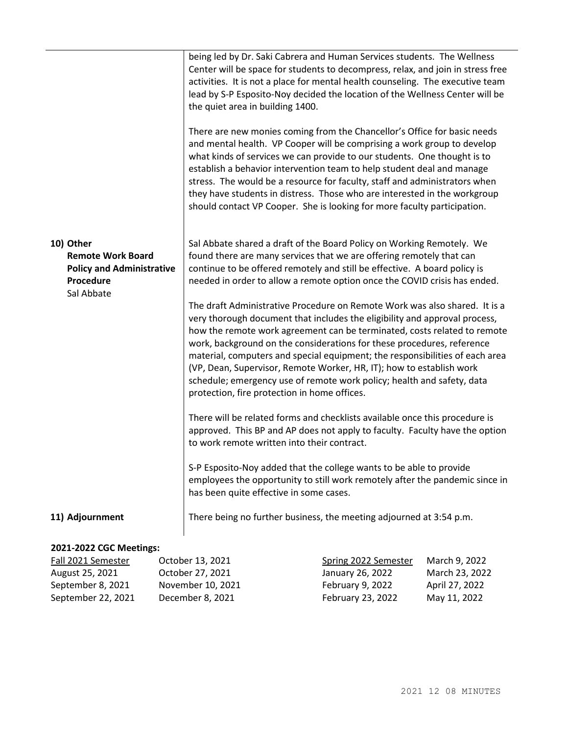| | |
|---|---|
| | being led by Dr. Saki Cabrera and Human Services students. The Wellness Center will be space for students to decompress, relax, and join in stress free activities. It is not a place for mental health counseling. The executive team lead by S-P Esposito-Noy decided the location of the Wellness Center will be the quiet area in building 1400.<br><br>There are new monies coming from the Chancellor's Office for basic needs and mental health. VP Cooper will be comprising a work group to develop what kinds of services we can provide to our students. One thought is to establish a behavior intervention team to help student deal and manage stress. The would be a resource for faculty, staff and administrators when they have students in distress. Those who are interested in the workgroup should contact VP Cooper. She is looking for more faculty participation. |
| **10) Other**<br>**Remote Work Board Policy and Administrative Procedure**<br>Sal Abbate | Sal Abbate shared a draft of the Board Policy on Working Remotely. We found there are many services that we are offering remotely that can continue to be offered remotely and still be effective. A board policy is needed in order to allow a remote option once the COVID crisis has ended.<br><br>The draft Administrative Procedure on Remote Work was also shared. It is a very thorough document that includes the eligibility and approval process, how the remote work agreement can be terminated, costs related to remote work, background on the considerations for these procedures, reference material, computers and special equipment; the responsibilities of each area (VP, Dean, Supervisor, Remote Worker, HR, IT); how to establish work schedule; emergency use of remote work policy; health and safety, data protection, fire protection in home offices.<br><br>There will be related forms and checklists available once this procedure is approved. This BP and AP does not apply to faculty. Faculty have the option to work remote written into their contract.<br><br>S-P Esposito-Noy added that the college wants to be able to provide employees the opportunity to still work remotely after the pandemic since in has been quite effective in some cases. |
| **11) Adjournment** | There being no further business, the meeting adjourned at 3:54 p.m. |

**2021-2022 CGC Meetings:**

| | | | |
|---|---|---|---|
| Fall 2021 Semester | October 13, 2021 | Spring 2022 Semester | March 9, 2022 |
| August 25, 2021 | October 27, 2021 | January 26, 2022 | March 23, 2022 |
| September 8, 2021 | November 10, 2021 | February 9, 2022 | April 27, 2022 |
| September 22, 2021 | December 8, 2021 | February 23, 2022 | May 11, 2022 |